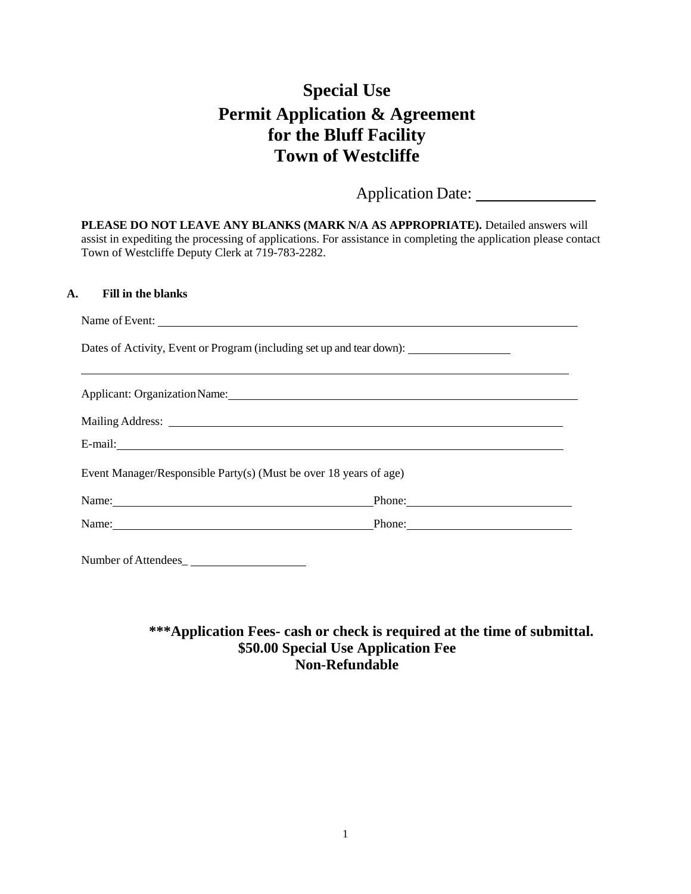# Special Use

# Permit Application & Agreement for the Bluff Facility Town of Westcliffe

Application Date: ________________

**PLEASE DO NOT LEAVE ANY BLANKS (MARK N/A AS APPROPRIATE).** Detailed answers will assist in expediting the processing of applications. For assistance in completing the application please contact Town of Westcliffe Deputy Clerk at 719-783-2282.

**A. Fill in the blanks**

Name of Event: ________________________________________________

Dates of Activity, Event or Program (including set up and tear down): ________________

________________________________________________________________

Applicant: Organization Name: ________________________________________

Mailing Address: ________________________________________________

E-mail: ________________________________________________________

Event Manager/Responsible Party(s) (Must be over 18 years of age)

Name: ______________________________ Phone: ____________________

Name: ______________________________ Phone: ____________________

Number of Attendees_ ____________________

**\*\*\*Application Fees- cash or check is required at the time of submittal.**
**$50.00 Special Use Application Fee**
**Non-Refundable**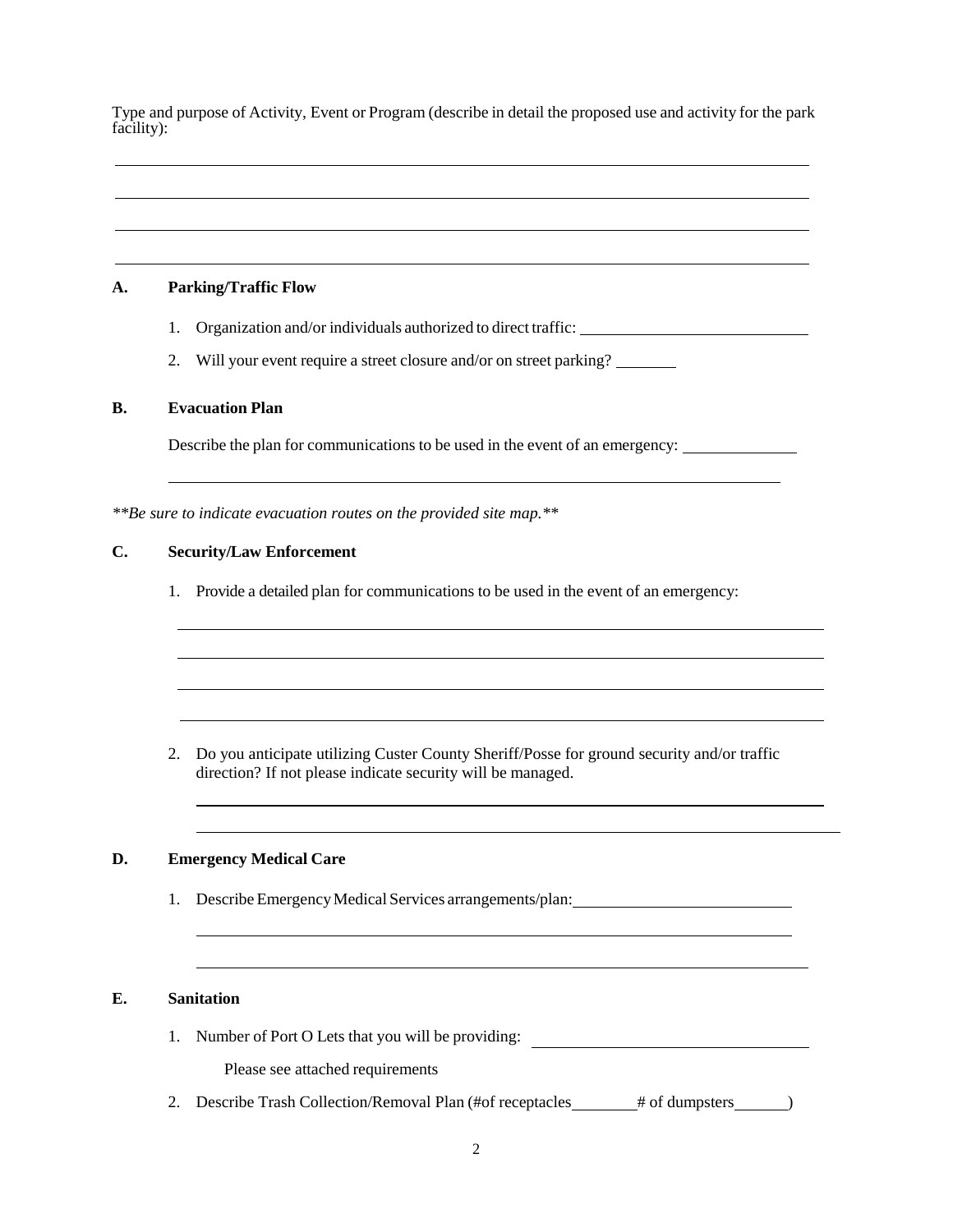Type and purpose of Activity, Event or Program (describe in detail the proposed use and activity for the park facility):

\_\_\_\_\_\_\_\_\_\_\_\_\_\_\_\_\_\_\_\_\_\_\_\_\_\_\_\_\_\_\_\_\_\_\_\_\_\_\_\_\_\_\_\_\_\_\_\_\_\_\_\_\_\_\_\_\_\_\_\_\_\_\_\_\_\_\_\_\_\_\_\_

\_\_\_\_\_\_\_\_\_\_\_\_\_\_\_\_\_\_\_\_\_\_\_\_\_\_\_\_\_\_\_\_\_\_\_\_\_\_\_\_\_\_\_\_\_\_\_\_\_\_\_\_\_\_\_\_\_\_\_\_\_\_\_\_\_\_\_\_\_\_\_\_

\_\_\_\_\_\_\_\_\_\_\_\_\_\_\_\_\_\_\_\_\_\_\_\_\_\_\_\_\_\_\_\_\_\_\_\_\_\_\_\_\_\_\_\_\_\_\_\_\_\_\_\_\_\_\_\_\_\_\_\_\_\_\_\_\_\_\_\_\_\_\_\_

\_\_\_\_\_\_\_\_\_\_\_\_\_\_\_\_\_\_\_\_\_\_\_\_\_\_\_\_\_\_\_\_\_\_\_\_\_\_\_\_\_\_\_\_\_\_\_\_\_\_\_\_\_\_\_\_\_\_\_\_\_\_\_\_\_\_\_\_\_\_\_\_

## A. Parking/Traffic Flow

1. Organization and/or individuals authorized to direct traffic: \_\_\_\_\_\_\_\_\_\_\_\_\_\_\_\_\_\_\_\_\_\_\_\_\_\_\_\_
2. Will your event require a street closure and/or on street parking? \_\_\_\_\_\_\_\_

## B. Evacuation Plan

Describe the plan for communications to be used in the event of an emergency: \_\_\_\_\_\_\_\_\_\_\_\_\_\_

\_\_\_\_\_\_\_\_\_\_\_\_\_\_\_\_\_\_\_\_\_\_\_\_\_\_\_\_\_\_\_\_\_\_\_\_\_\_\_\_\_\_\_\_\_\_\_\_\_\_\_\_\_\_\_\_\_\_\_\_\_\_\_\_\_\_\_\_\_\_\_\_

*\*\*Be sure to indicate evacuation routes on the provided site map.\*\**

## C. Security/Law Enforcement

1. Provide a detailed plan for communications to be used in the event of an emergency:

   \_\_\_\_\_\_\_\_\_\_\_\_\_\_\_\_\_\_\_\_\_\_\_\_\_\_\_\_\_\_\_\_\_\_\_\_\_\_\_\_\_\_\_\_\_\_\_\_\_\_\_\_\_\_\_\_\_\_\_\_\_\_\_\_\_\_\_\_\_\_\_\_

   \_\_\_\_\_\_\_\_\_\_\_\_\_\_\_\_\_\_\_\_\_\_\_\_\_\_\_\_\_\_\_\_\_\_\_\_\_\_\_\_\_\_\_\_\_\_\_\_\_\_\_\_\_\_\_\_\_\_\_\_\_\_\_\_\_\_\_\_\_\_\_\_

   \_\_\_\_\_\_\_\_\_\_\_\_\_\_\_\_\_\_\_\_\_\_\_\_\_\_\_\_\_\_\_\_\_\_\_\_\_\_\_\_\_\_\_\_\_\_\_\_\_\_\_\_\_\_\_\_\_\_\_\_\_\_\_\_\_\_\_\_\_\_\_\_

   \_\_\_\_\_\_\_\_\_\_\_\_\_\_\_\_\_\_\_\_\_\_\_\_\_\_\_\_\_\_\_\_\_\_\_\_\_\_\_\_\_\_\_\_\_\_\_\_\_\_\_\_\_\_\_\_\_\_\_\_\_\_\_\_\_\_\_\_\_\_\_\_

2. Do you anticipate utilizing Custer County Sheriff/Posse for ground security and/or traffic direction? If not please indicate security will be managed.

   \_\_\_\_\_\_\_\_\_\_\_\_\_\_\_\_\_\_\_\_\_\_\_\_\_\_\_\_\_\_\_\_\_\_\_\_\_\_\_\_\_\_\_\_\_\_\_\_\_\_\_\_\_\_\_\_\_\_\_\_\_\_\_\_\_\_\_\_\_\_\_\_

   \_\_\_\_\_\_\_\_\_\_\_\_\_\_\_\_\_\_\_\_\_\_\_\_\_\_\_\_\_\_\_\_\_\_\_\_\_\_\_\_\_\_\_\_\_\_\_\_\_\_\_\_\_\_\_\_\_\_\_\_\_\_\_\_\_\_\_\_\_\_\_\_

## D. Emergency Medical Care

1. Describe Emergency Medical Services arrangements/plan: \_\_\_\_\_\_\_\_\_\_\_\_\_\_\_\_\_\_\_\_\_\_\_\_\_\_\_

   \_\_\_\_\_\_\_\_\_\_\_\_\_\_\_\_\_\_\_\_\_\_\_\_\_\_\_\_\_\_\_\_\_\_\_\_\_\_\_\_\_\_\_\_\_\_\_\_\_\_\_\_\_\_\_\_\_\_\_\_\_\_\_\_\_\_\_\_\_\_\_\_

   \_\_\_\_\_\_\_\_\_\_\_\_\_\_\_\_\_\_\_\_\_\_\_\_\_\_\_\_\_\_\_\_\_\_\_\_\_\_\_\_\_\_\_\_\_\_\_\_\_\_\_\_\_\_\_\_\_\_\_\_\_\_\_\_\_\_\_\_\_\_\_\_

## E. Sanitation

1. Number of Port O Lets that you will be providing: \_\_\_\_\_\_\_\_\_\_\_\_\_\_\_\_\_\_\_\_\_\_\_\_\_\_\_\_\_\_\_\_\_\_

   Please see attached requirements

2. Describe Trash Collection/Removal Plan (#of receptacles\_\_\_\_\_\_\_\_ # of dumpsters\_\_\_\_\_\_\_)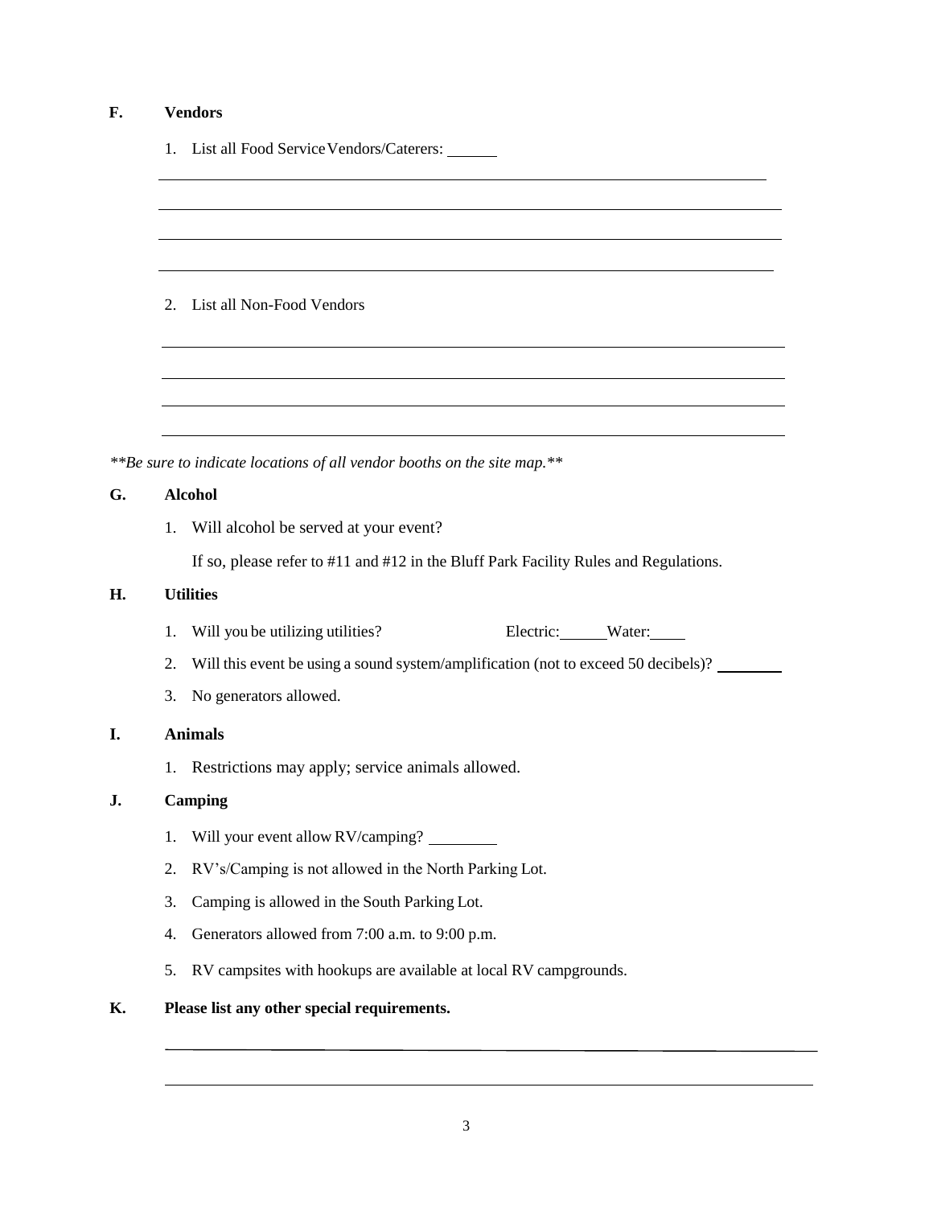**F. Vendors**

1. List all Food Service Vendors/Caterers: ______

______________________________________________________________________________

______________________________________________________________________________

______________________________________________________________________________

______________________________________________________________________________

2. List all Non-Food Vendors

______________________________________________________________________________

______________________________________________________________________________

______________________________________________________________________________

______________________________________________________________________________

*\*\*Be sure to indicate locations of all vendor booths on the site map.\*\**

**G. Alcohol**

1. Will alcohol be served at your event?

   If so, please refer to #11 and #12 in the Bluff Park Facility Rules and Regulations.

**H. Utilities**

1. Will you be utilizing utilities? Electric:______ Water:____
2. Will this event be using a sound system/amplification (not to exceed 50 decibels)? ________
3. No generators allowed.

**I. Animals**

1. Restrictions may apply; service animals allowed.

**J. Camping**

1. Will your event allow RV/camping? ________
2. RV's/Camping is not allowed in the North Parking Lot.
3. Camping is allowed in the South Parking Lot.
4. Generators allowed from 7:00 a.m. to 9:00 p.m.
5. RV campsites with hookups are available at local RV campgrounds.

**K. Please list any other special requirements.**

______________________________________________________________________________

______________________________________________________________________________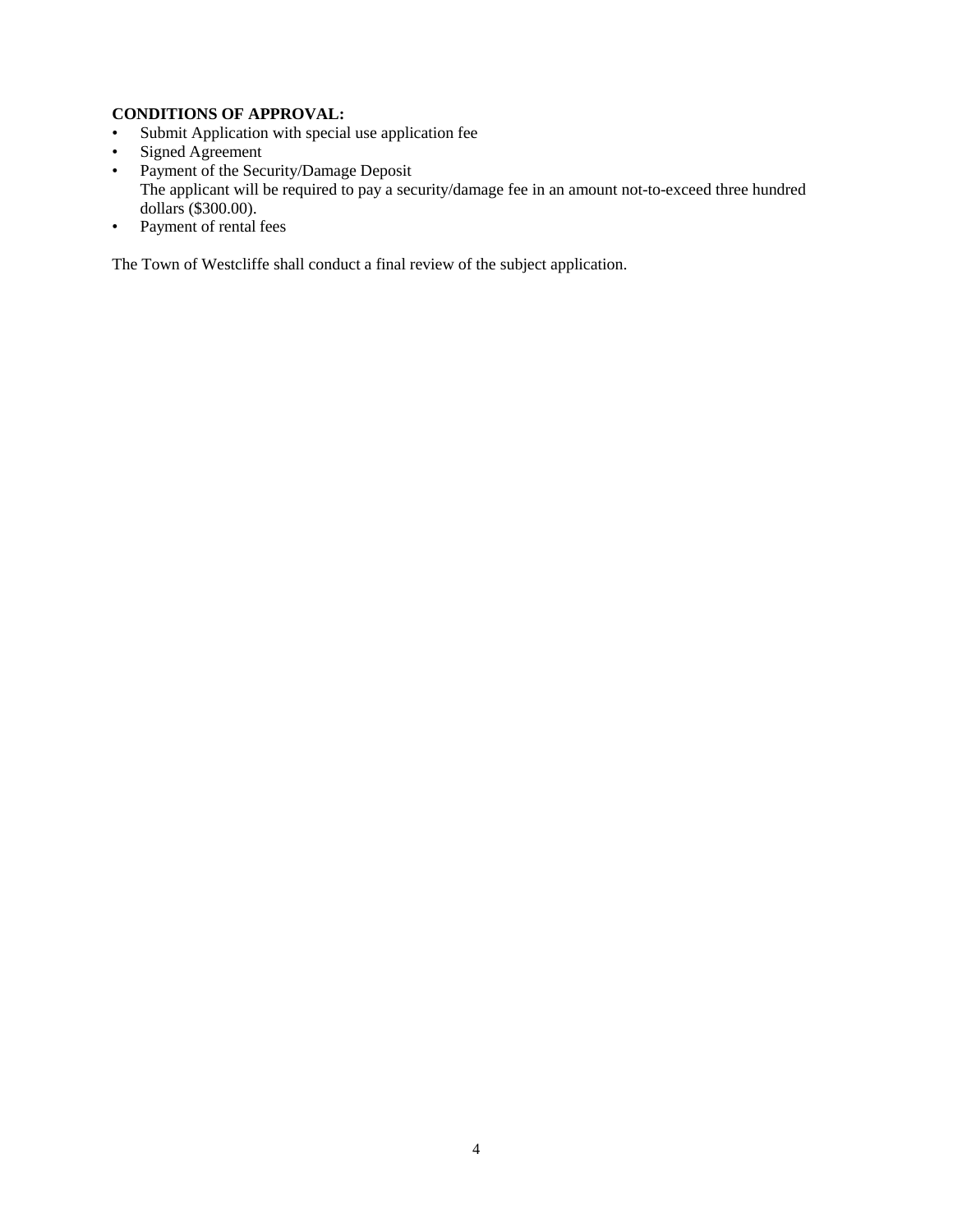**CONDITIONS OF APPROVAL:**

- Submit Application with special use application fee
- Signed Agreement
- Payment of the Security/Damage Deposit
  The applicant will be required to pay a security/damage fee in an amount not-to-exceed three hundred dollars ($300.00).
- Payment of rental fees

The Town of Westcliffe shall conduct a final review of the subject application.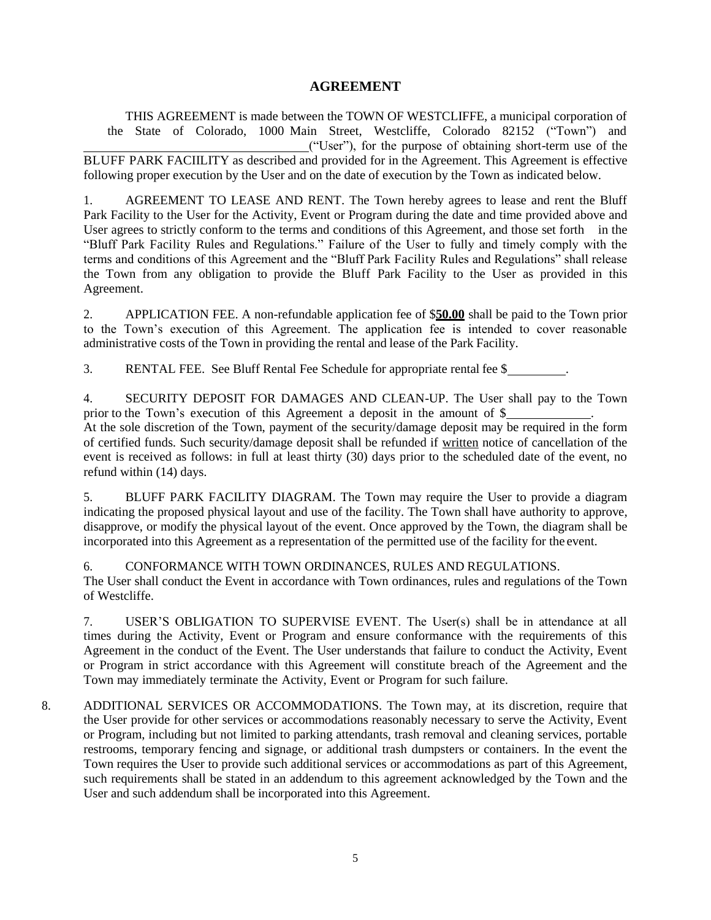# AGREEMENT

THIS AGREEMENT is made between the TOWN OF WESTCLIFFE, a municipal corporation of the State of Colorado, 1000 Main Street, Westcliffe, Colorado 82152 ("Town") and ___________________________________("User"), for the purpose of obtaining short-term use of the BLUFF PARK FACIILITY as described and provided for in the Agreement. This Agreement is effective following proper execution by the User and on the date of execution by the Town as indicated below.

1. AGREEMENT TO LEASE AND RENT. The Town hereby agrees to lease and rent the Bluff Park Facility to the User for the Activity, Event or Program during the date and time provided above and User agrees to strictly conform to the terms and conditions of this Agreement, and those set forth in the "Bluff Park Facility Rules and Regulations." Failure of the User to fully and timely comply with the terms and conditions of this Agreement and the "Bluff Park Facility Rules and Regulations" shall release the Town from any obligation to provide the Bluff Park Facility to the User as provided in this Agreement.

2. APPLICATION FEE. A non-refundable application fee of $**50.00** shall be paid to the Town prior to the Town's execution of this Agreement. The application fee is intended to cover reasonable administrative costs of the Town in providing the rental and lease of the Park Facility.

3. RENTAL FEE. See Bluff Rental Fee Schedule for appropriate rental fee $_________.

4. SECURITY DEPOSIT FOR DAMAGES AND CLEAN-UP. The User shall pay to the Town prior to the Town's execution of this Agreement a deposit in the amount of $_____________. At the sole discretion of the Town, payment of the security/damage deposit may be required in the form of certified funds. Such security/damage deposit shall be refunded if written notice of cancellation of the event is received as follows: in full at least thirty (30) days prior to the scheduled date of the event, no refund within (14) days.

5. BLUFF PARK FACILITY DIAGRAM. The Town may require the User to provide a diagram indicating the proposed physical layout and use of the facility. The Town shall have authority to approve, disapprove, or modify the physical layout of the event. Once approved by the Town, the diagram shall be incorporated into this Agreement as a representation of the permitted use of the facility for the event.

6. CONFORMANCE WITH TOWN ORDINANCES, RULES AND REGULATIONS. The User shall conduct the Event in accordance with Town ordinances, rules and regulations of the Town of Westcliffe.

7. USER'S OBLIGATION TO SUPERVISE EVENT. The User(s) shall be in attendance at all times during the Activity, Event or Program and ensure conformance with the requirements of this Agreement in the conduct of the Event. The User understands that failure to conduct the Activity, Event or Program in strict accordance with this Agreement will constitute breach of the Agreement and the Town may immediately terminate the Activity, Event or Program for such failure.

8. ADDITIONAL SERVICES OR ACCOMMODATIONS. The Town may, at its discretion, require that the User provide for other services or accommodations reasonably necessary to serve the Activity, Event or Program, including but not limited to parking attendants, trash removal and cleaning services, portable restrooms, temporary fencing and signage, or additional trash dumpsters or containers. In the event the Town requires the User to provide such additional services or accommodations as part of this Agreement, such requirements shall be stated in an addendum to this agreement acknowledged by the Town and the User and such addendum shall be incorporated into this Agreement.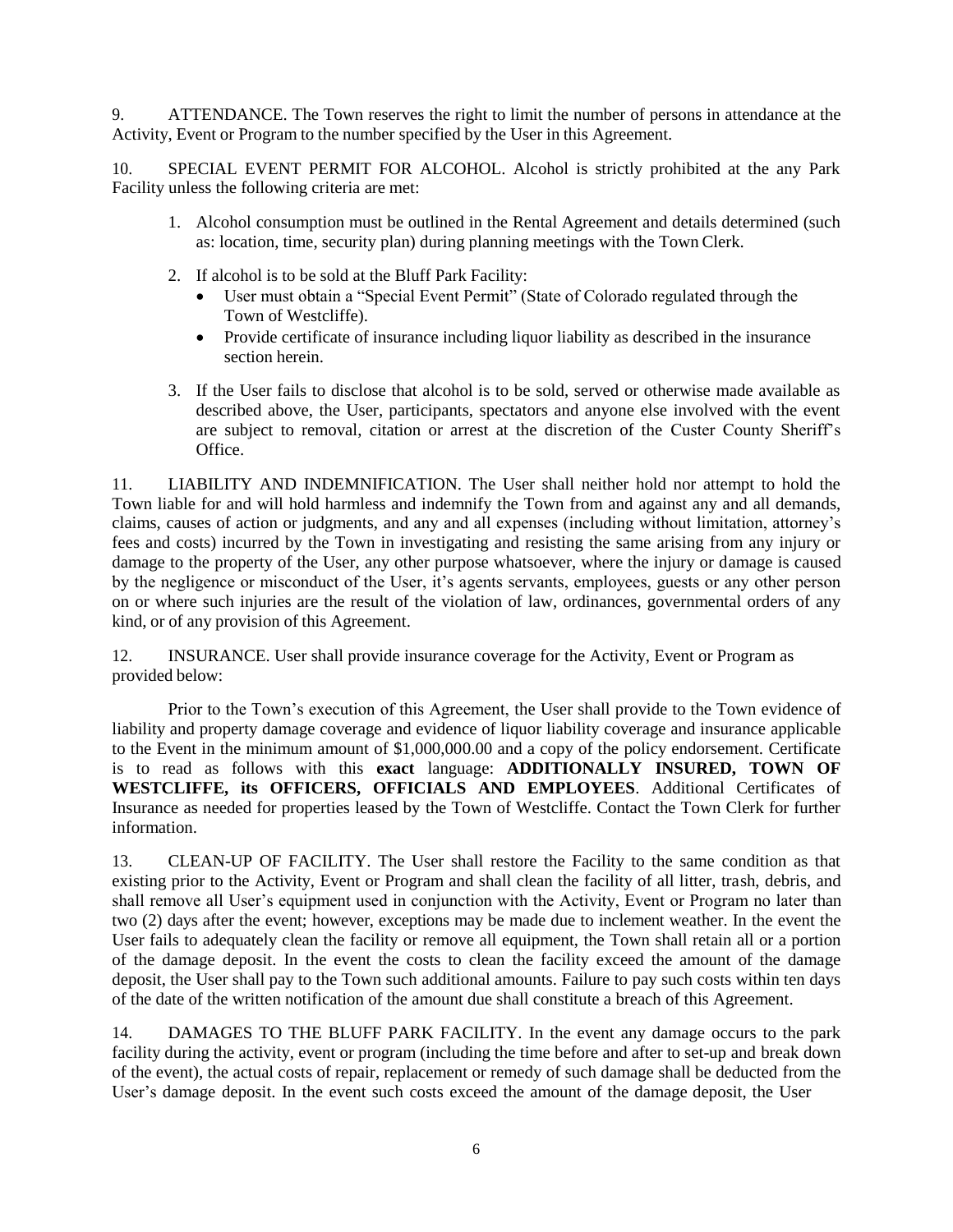9. ATTENDANCE. The Town reserves the right to limit the number of persons in attendance at the Activity, Event or Program to the number specified by the User in this Agreement.

10. SPECIAL EVENT PERMIT FOR ALCOHOL. Alcohol is strictly prohibited at the any Park Facility unless the following criteria are met:

1. Alcohol consumption must be outlined in the Rental Agreement and details determined (such as: location, time, security plan) during planning meetings with the Town Clerk.
2. If alcohol is to be sold at the Bluff Park Facility:
   - User must obtain a "Special Event Permit" (State of Colorado regulated through the Town of Westcliffe).
   - Provide certificate of insurance including liquor liability as described in the insurance section herein.
3. If the User fails to disclose that alcohol is to be sold, served or otherwise made available as described above, the User, participants, spectators and anyone else involved with the event are subject to removal, citation or arrest at the discretion of the Custer County Sheriff's Office.

11. LIABILITY AND INDEMNIFICATION. The User shall neither hold nor attempt to hold the Town liable for and will hold harmless and indemnify the Town from and against any and all demands, claims, causes of action or judgments, and any and all expenses (including without limitation, attorney's fees and costs) incurred by the Town in investigating and resisting the same arising from any injury or damage to the property of the User, any other purpose whatsoever, where the injury or damage is caused by the negligence or misconduct of the User, it's agents servants, employees, guests or any other person on or where such injuries are the result of the violation of law, ordinances, governmental orders of any kind, or of any provision of this Agreement.

12. INSURANCE. User shall provide insurance coverage for the Activity, Event or Program as provided below:

Prior to the Town's execution of this Agreement, the User shall provide to the Town evidence of liability and property damage coverage and evidence of liquor liability coverage and insurance applicable to the Event in the minimum amount of $1,000,000.00 and a copy of the policy endorsement. Certificate is to read as follows with this **exact** language: **ADDITIONALLY INSURED, TOWN OF WESTCLIFFE, its OFFICERS, OFFICIALS AND EMPLOYEES**. Additional Certificates of Insurance as needed for properties leased by the Town of Westcliffe. Contact the Town Clerk for further information.

13. CLEAN-UP OF FACILITY. The User shall restore the Facility to the same condition as that existing prior to the Activity, Event or Program and shall clean the facility of all litter, trash, debris, and shall remove all User's equipment used in conjunction with the Activity, Event or Program no later than two (2) days after the event; however, exceptions may be made due to inclement weather. In the event the User fails to adequately clean the facility or remove all equipment, the Town shall retain all or a portion of the damage deposit. In the event the costs to clean the facility exceed the amount of the damage deposit, the User shall pay to the Town such additional amounts. Failure to pay such costs within ten days of the date of the written notification of the amount due shall constitute a breach of this Agreement.

14. DAMAGES TO THE BLUFF PARK FACILITY. In the event any damage occurs to the park facility during the activity, event or program (including the time before and after to set-up and break down of the event), the actual costs of repair, replacement or remedy of such damage shall be deducted from the User's damage deposit. In the event such costs exceed the amount of the damage deposit, the User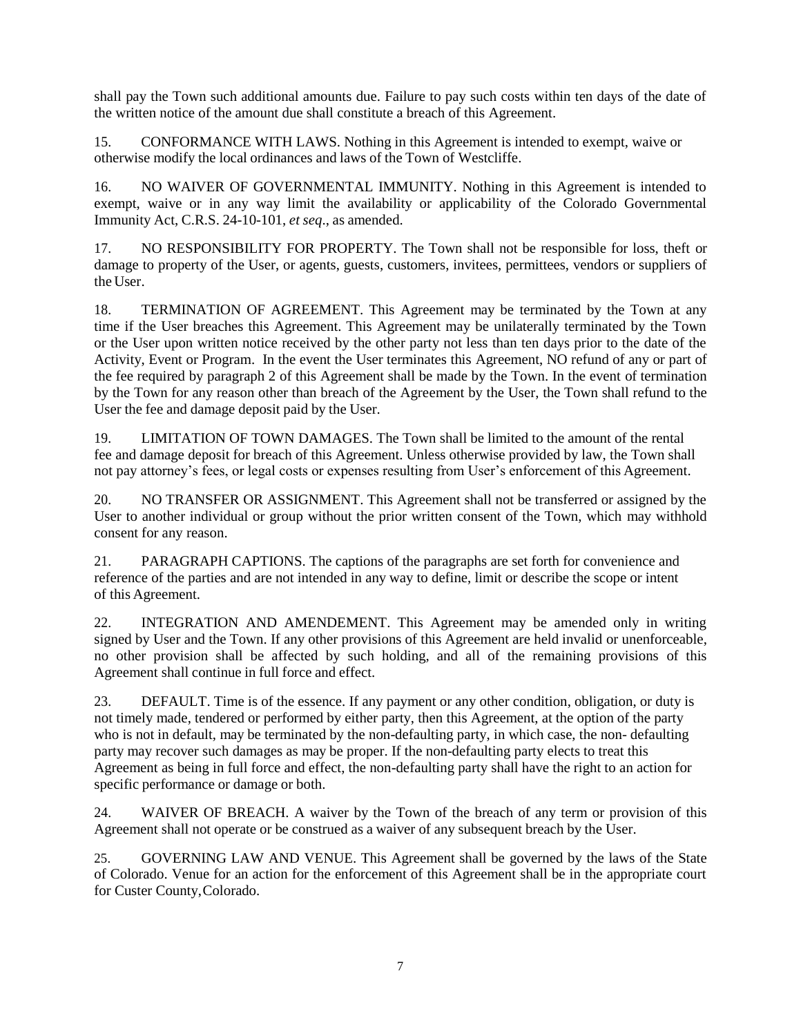shall pay the Town such additional amounts due. Failure to pay such costs within ten days of the date of the written notice of the amount due shall constitute a breach of this Agreement.

15. CONFORMANCE WITH LAWS. Nothing in this Agreement is intended to exempt, waive or otherwise modify the local ordinances and laws of the Town of Westcliffe.

16. NO WAIVER OF GOVERNMENTAL IMMUNITY. Nothing in this Agreement is intended to exempt, waive or in any way limit the availability or applicability of the Colorado Governmental Immunity Act, C.R.S. 24-10-101, *et seq*., as amended.

17. NO RESPONSIBILITY FOR PROPERTY. The Town shall not be responsible for loss, theft or damage to property of the User, or agents, guests, customers, invitees, permittees, vendors or suppliers of the User.

18. TERMINATION OF AGREEMENT. This Agreement may be terminated by the Town at any time if the User breaches this Agreement. This Agreement may be unilaterally terminated by the Town or the User upon written notice received by the other party not less than ten days prior to the date of the Activity, Event or Program. In the event the User terminates this Agreement, NO refund of any or part of the fee required by paragraph 2 of this Agreement shall be made by the Town. In the event of termination by the Town for any reason other than breach of the Agreement by the User, the Town shall refund to the User the fee and damage deposit paid by the User.

19. LIMITATION OF TOWN DAMAGES. The Town shall be limited to the amount of the rental fee and damage deposit for breach of this Agreement. Unless otherwise provided by law, the Town shall not pay attorney's fees, or legal costs or expenses resulting from User's enforcement of this Agreement.

20. NO TRANSFER OR ASSIGNMENT. This Agreement shall not be transferred or assigned by the User to another individual or group without the prior written consent of the Town, which may withhold consent for any reason.

21. PARAGRAPH CAPTIONS. The captions of the paragraphs are set forth for convenience and reference of the parties and are not intended in any way to define, limit or describe the scope or intent of this Agreement.

22. INTEGRATION AND AMENDEMENT. This Agreement may be amended only in writing signed by User and the Town. If any other provisions of this Agreement are held invalid or unenforceable, no other provision shall be affected by such holding, and all of the remaining provisions of this Agreement shall continue in full force and effect.

23. DEFAULT. Time is of the essence. If any payment or any other condition, obligation, or duty is not timely made, tendered or performed by either party, then this Agreement, at the option of the party who is not in default, may be terminated by the non-defaulting party, in which case, the non- defaulting party may recover such damages as may be proper. If the non-defaulting party elects to treat this Agreement as being in full force and effect, the non-defaulting party shall have the right to an action for specific performance or damage or both.

24. WAIVER OF BREACH. A waiver by the Town of the breach of any term or provision of this Agreement shall not operate or be construed as a waiver of any subsequent breach by the User.

25. GOVERNING LAW AND VENUE. This Agreement shall be governed by the laws of the State of Colorado. Venue for an action for the enforcement of this Agreement shall be in the appropriate court for Custer County, Colorado.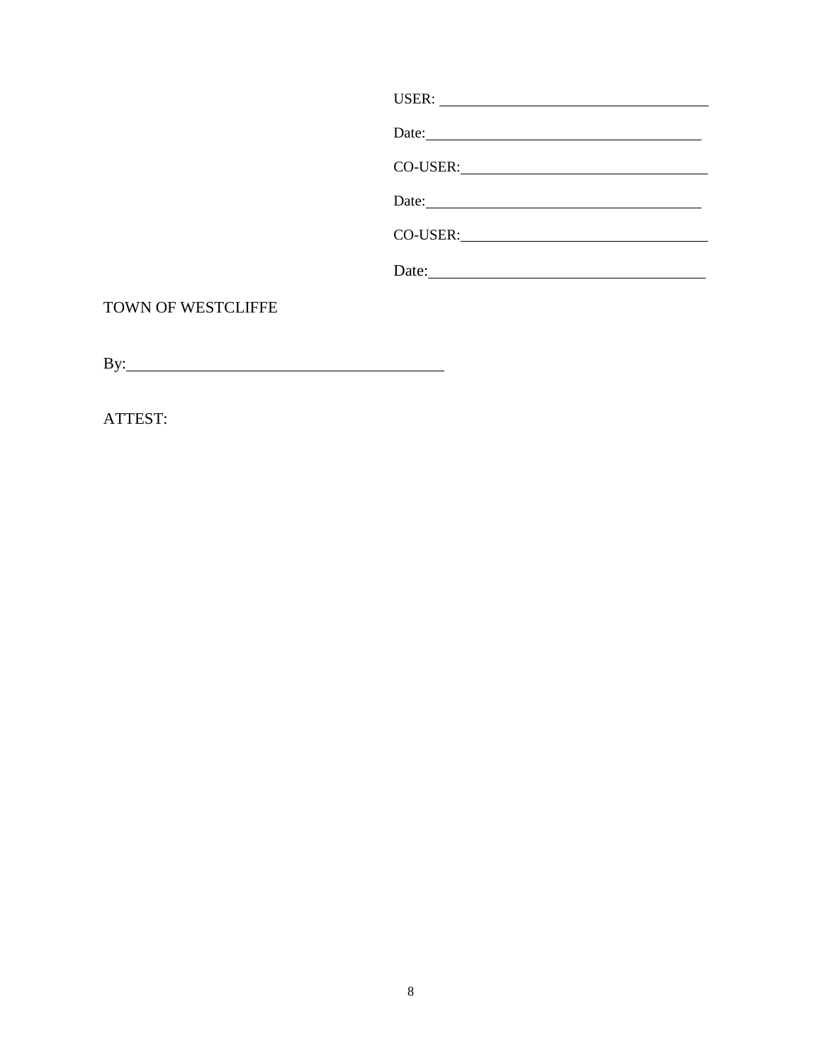USER: ____________________________________

Date:____________________________________

CO-USER:_________________________________

Date:____________________________________

CO-USER:_________________________________

Date:____________________________________

TOWN OF WESTCLIFFE

By:__________________________________________

ATTEST: